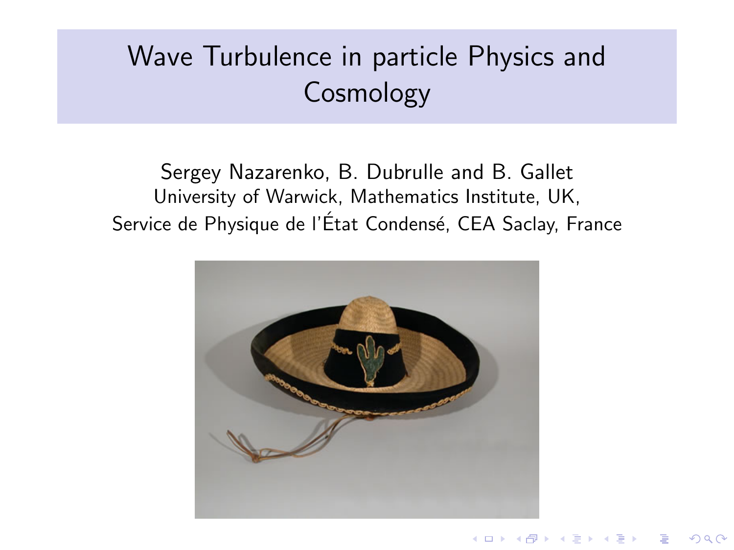# Wave Turbulence in particle Physics and Cosmology

Sergey Nazarenko, B. Dubrulle and B. Gallet
University of Warwick, Mathematics Institute, UK,
Service de Physique de l'État Condensé, CEA Saclay, France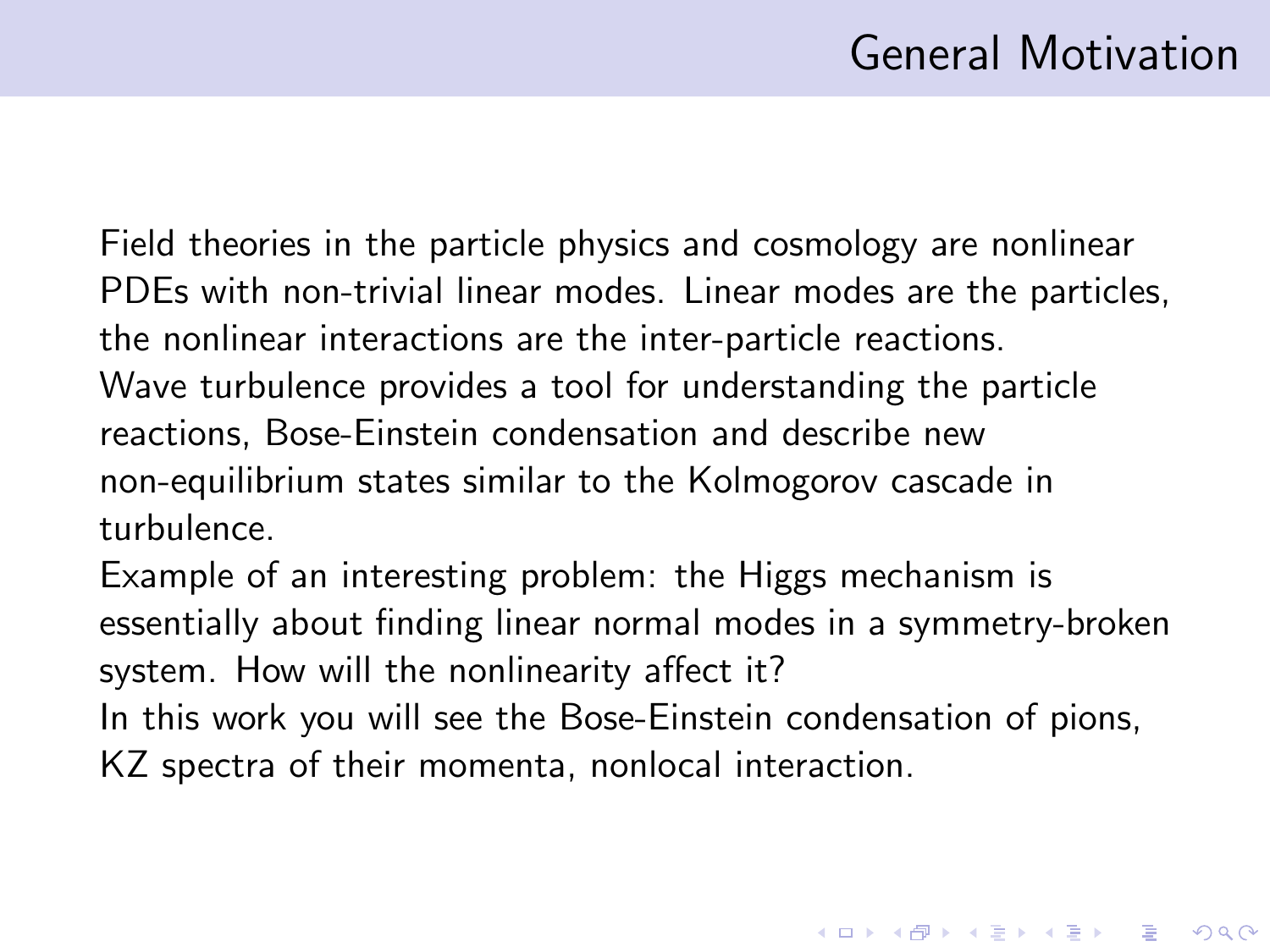# General Motivation

Field theories in the particle physics and cosmology are nonlinear PDEs with non-trivial linear modes. Linear modes are the particles, the nonlinear interactions are the inter-particle reactions.

Wave turbulence provides a tool for understanding the particle reactions, Bose-Einstein condensation and describe new non-equilibrium states similar to the Kolmogorov cascade in turbulence.

Example of an interesting problem: the Higgs mechanism is essentially about finding linear normal modes in a symmetry-broken system. How will the nonlinearity affect it?

In this work you will see the Bose-Einstein condensation of pions, KZ spectra of their momenta, nonlocal interaction.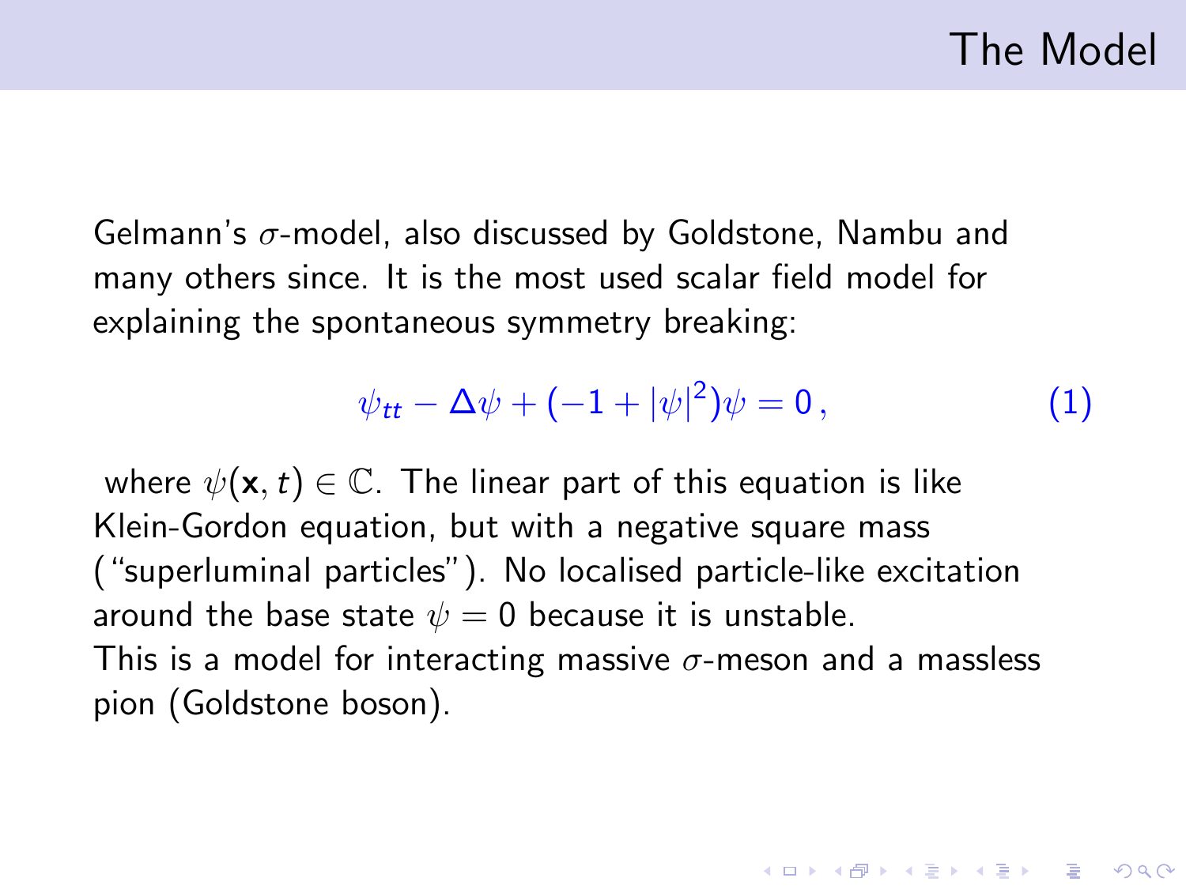# The Model

Gelmann's $\sigma$-model, also discussed by Goldstone, Nambu and many others since. It is the most used scalar field model for explaining the spontaneous symmetry breaking:

$$\psi_{tt} - \Delta\psi + (-1 + |\psi|^2)\psi = 0\,, \tag{1}$$

where $\psi(\mathbf{x}, t) \in \mathbb{C}$. The linear part of this equation is like Klein-Gordon equation, but with a negative square mass ("superluminal particles"). No localised particle-like excitation around the base state $\psi = 0$ because it is unstable.
This is a model for interacting massive $\sigma$-meson and a massless pion (Goldstone boson).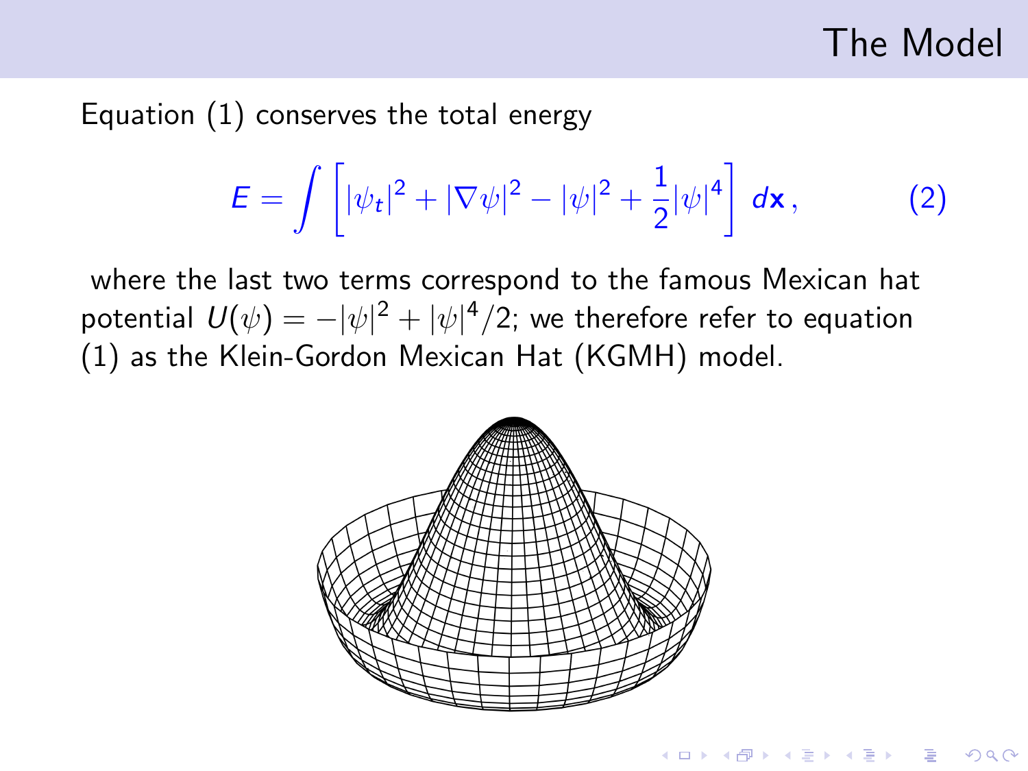# The Model

Equation (1) conserves the total energy

$$E = \int \left[ |\psi_t|^2 + |\nabla \psi|^2 - |\psi|^2 + \frac{1}{2}|\psi|^4 \right] d\mathbf{x}\,, \qquad (2)$$

where the last two terms correspond to the famous Mexican hat potential $U(\psi) = -|\psi|^2 + |\psi|^4/2$; we therefore refer to equation (1) as the Klein-Gordon Mexican Hat (KGMH) model.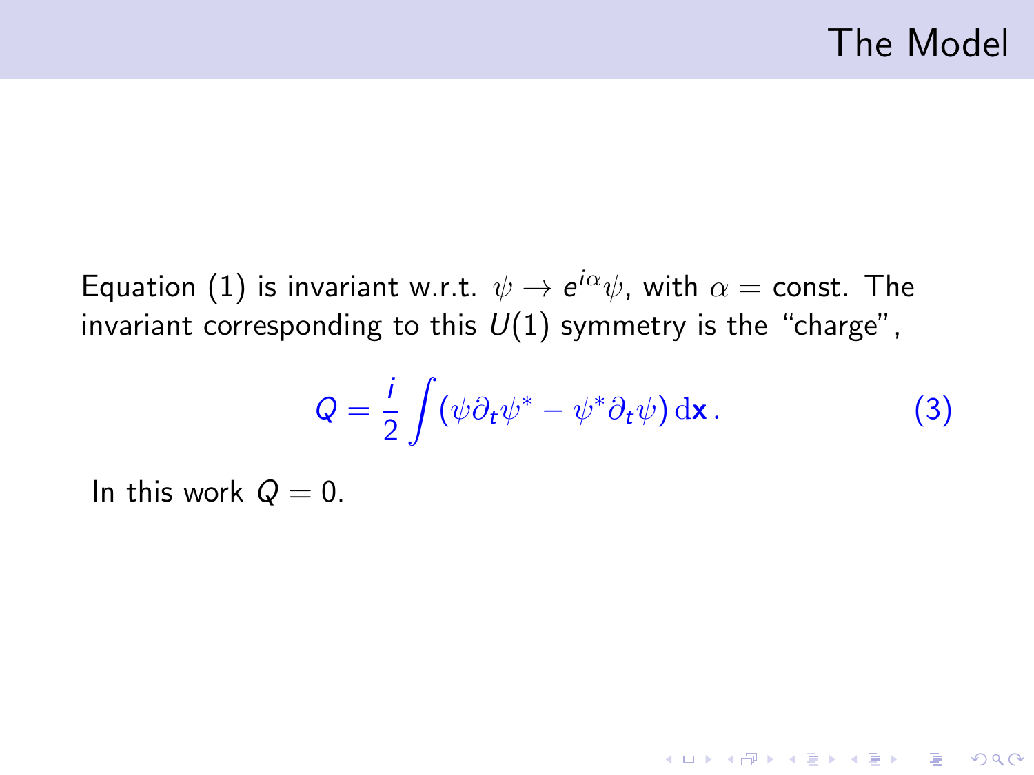## The Model

Equation (1) is invariant w.r.t. $\psi \to e^{i\alpha}\psi$, with $\alpha = \text{const}$. The invariant corresponding to this $U(1)$ symmetry is the "charge",

$$Q = \frac{i}{2} \int (\psi \partial_t \psi^* - \psi^* \partial_t \psi) \, \mathrm{d}\mathbf{x} \,. \tag{3}$$

In this work $Q = 0$.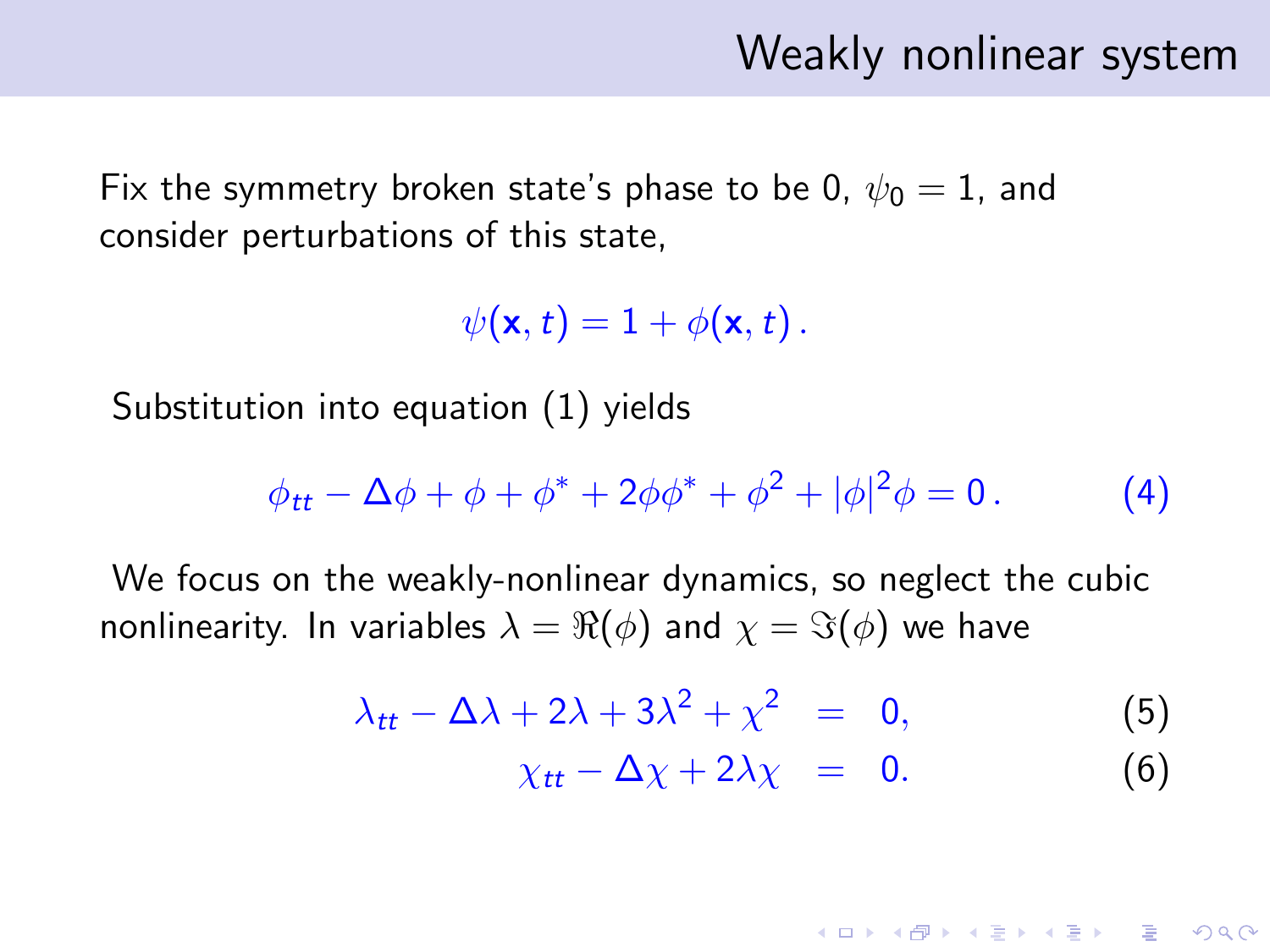# Weakly nonlinear system

Fix the symmetry broken state's phase to be 0, $\psi_0 = 1$, and consider perturbations of this state,

$$\psi(\mathbf{x}, t) = 1 + \phi(\mathbf{x}, t) \,.$$

Substitution into equation (1) yields

$$\phi_{tt} - \Delta\phi + \phi + \phi^* + 2\phi\phi^* + \phi^2 + |\phi|^2\phi = 0 \,. \tag{4}$$

We focus on the weakly-nonlinear dynamics, so neglect the cubic nonlinearity. In variables $\lambda = \Re(\phi)$ and $\chi = \Im(\phi)$ we have

$$\lambda_{tt} - \Delta\lambda + 2\lambda + 3\lambda^2 + \chi^2 = 0, \tag{5}$$

$$\chi_{tt} - \Delta\chi + 2\lambda\chi = 0. \tag{6}$$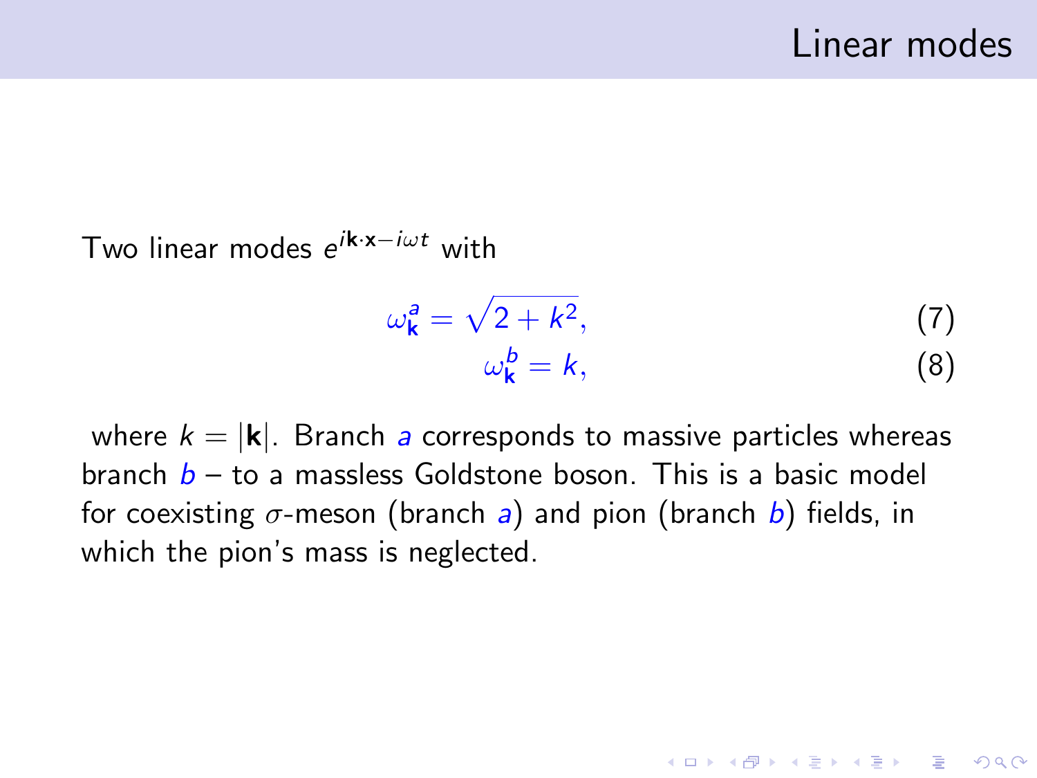# Linear modes

Two linear modes $e^{i\mathbf{k}\cdot\mathbf{x}-i\omega t}$ with

$$\omega^a_{\mathbf{k}} = \sqrt{2+k^2}, \tag{7}$$

$$\omega^b_{\mathbf{k}} = k, \tag{8}$$

where $k = |\mathbf{k}|$. Branch $a$ corresponds to massive particles whereas branch $b$ – to a massless Goldstone boson. This is a basic model for coexisting $\sigma$-meson (branch $a$) and pion (branch $b$) fields, in which the pion's mass is neglected.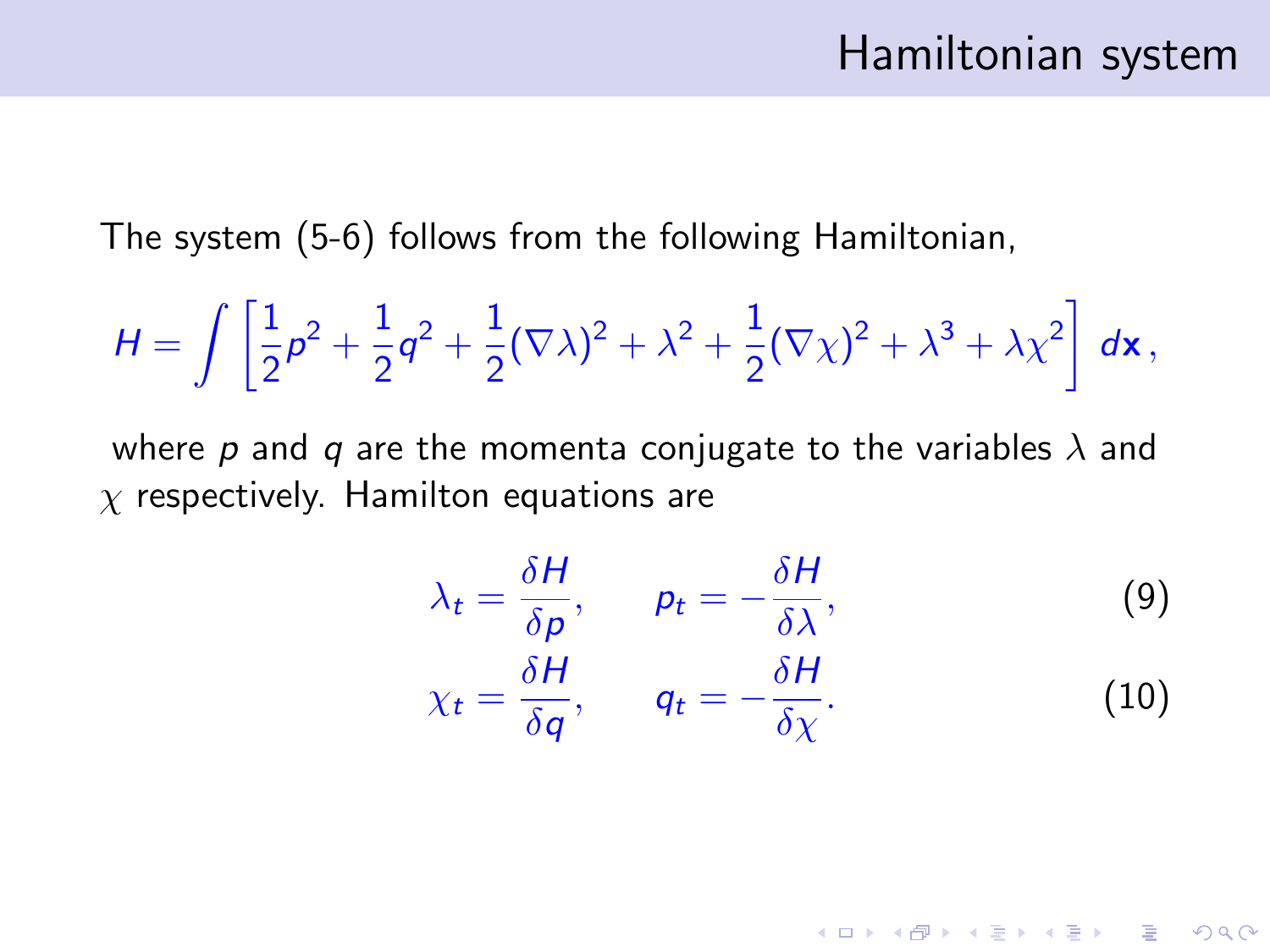## Hamiltonian system

The system (5-6) follows from the following Hamiltonian,

$$H = \int \left[ \frac{1}{2} p^2 + \frac{1}{2} q^2 + \frac{1}{2} (\nabla \lambda)^2 + \lambda^2 + \frac{1}{2} (\nabla \chi)^2 + \lambda^3 + \lambda \chi^2 \right] d\mathbf{x} \,,$$

where $p$ and $q$ are the momenta conjugate to the variables $\lambda$ and $\chi$ respectively. Hamilton equations are

$$\lambda_t = \frac{\delta H}{\delta p}, \qquad p_t = -\frac{\delta H}{\delta \lambda}, \tag{9}$$

$$\chi_t = \frac{\delta H}{\delta q}, \qquad q_t = -\frac{\delta H}{\delta \chi}. \tag{10}$$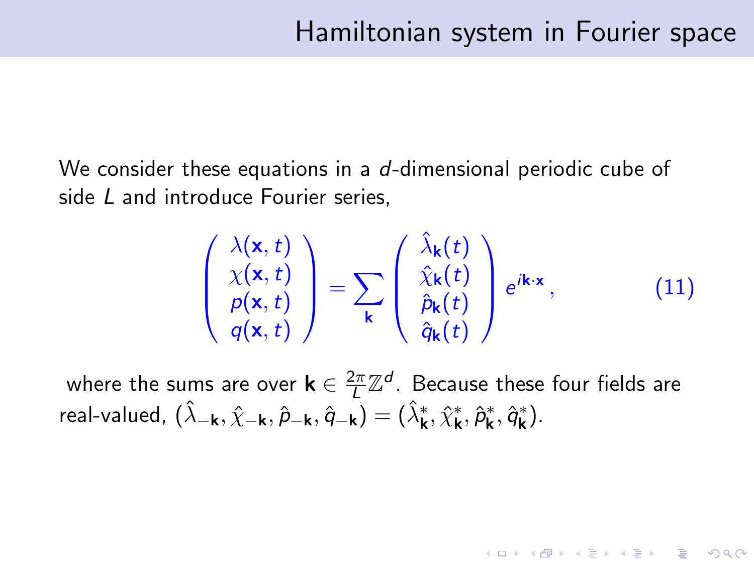## Hamiltonian system in Fourier space

We consider these equations in a $d$-dimensional periodic cube of side $L$ and introduce Fourier series,

$$
\begin{pmatrix} \lambda(\mathbf{x},t) \\ \chi(\mathbf{x},t) \\ p(\mathbf{x},t) \\ q(\mathbf{x},t) \end{pmatrix} = \sum_{\mathbf{k}} \begin{pmatrix} \hat{\lambda}_{\mathbf{k}}(t) \\ \hat{\chi}_{\mathbf{k}}(t) \\ \hat{p}_{\mathbf{k}}(t) \\ \hat{q}_{\mathbf{k}}(t) \end{pmatrix} e^{i\mathbf{k}\cdot\mathbf{x}}, \tag{11}
$$

where the sums are over $\mathbf{k} \in \frac{2\pi}{L}\mathbb{Z}^d$. Because these four fields are real-valued, $(\hat{\lambda}_{-\mathbf{k}}, \hat{\chi}_{-\mathbf{k}}, \hat{p}_{-\mathbf{k}}, \hat{q}_{-\mathbf{k}}) = (\hat{\lambda}^*_{\mathbf{k}}, \hat{\chi}^*_{\mathbf{k}}, \hat{p}^*_{\mathbf{k}}, \hat{q}^*_{\mathbf{k}})$.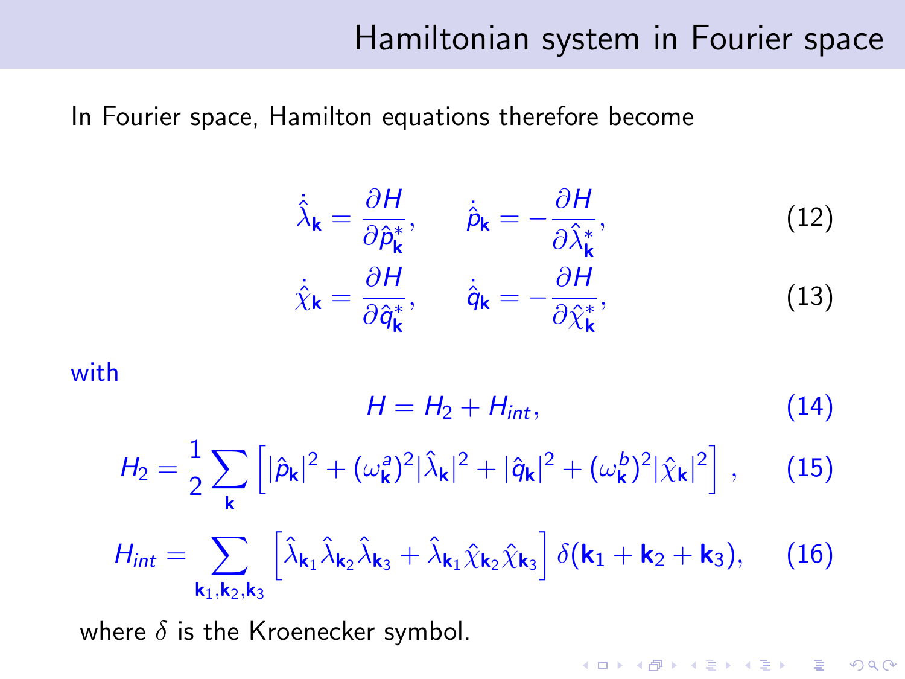# Hamiltonian system in Fourier space

In Fourier space, Hamilton equations therefore become

$$\dot{\hat{\lambda}}_{\mathbf{k}} = \frac{\partial H}{\partial \hat{p}^*_{\mathbf{k}}}, \qquad \dot{\hat{p}}_{\mathbf{k}} = -\frac{\partial H}{\partial \hat{\lambda}^*_{\mathbf{k}}}, \tag{12}$$

$$\dot{\hat{\chi}}_{\mathbf{k}} = \frac{\partial H}{\partial \hat{q}^*_{\mathbf{k}}}, \qquad \dot{\hat{q}}_{\mathbf{k}} = -\frac{\partial H}{\partial \hat{\chi}^*_{\mathbf{k}}}, \tag{13}$$

with

$$H = H_2 + H_{int}, \tag{14}$$

$$H_2 = \frac{1}{2}\sum_{\mathbf{k}} \left[ |\hat{p}_{\mathbf{k}}|^2 + (\omega^a_{\mathbf{k}})^2 |\hat{\lambda}_{\mathbf{k}}|^2 + |\hat{q}_{\mathbf{k}}|^2 + (\omega^b_{\mathbf{k}})^2 |\hat{\chi}_{\mathbf{k}}|^2 \right], \tag{15}$$

$$H_{int} = \sum_{\mathbf{k}_1, \mathbf{k}_2, \mathbf{k}_3} \left[ \hat{\lambda}_{\mathbf{k}_1} \hat{\lambda}_{\mathbf{k}_2} \hat{\lambda}_{\mathbf{k}_3} + \hat{\lambda}_{\mathbf{k}_1} \hat{\chi}_{\mathbf{k}_2} \hat{\chi}_{\mathbf{k}_3} \right] \delta(\mathbf{k}_1 + \mathbf{k}_2 + \mathbf{k}_3), \tag{16}$$

where $\delta$ is the Kroenecker symbol.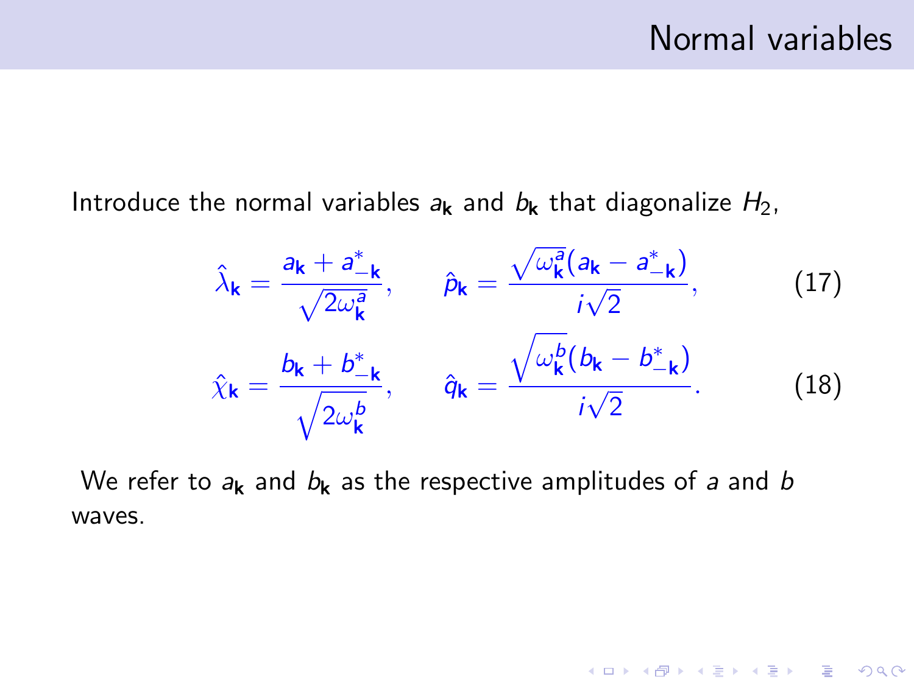# Normal variables

Introduce the normal variables $a_{\mathbf{k}}$ and $b_{\mathbf{k}}$ that diagonalize $H_2$,

$$\hat{\lambda}_{\mathbf{k}} = \frac{a_{\mathbf{k}} + a^*_{-\mathbf{k}}}{\sqrt{2\omega^a_{\mathbf{k}}}}, \qquad \hat{p}_{\mathbf{k}} = \frac{\sqrt{\omega^a_{\mathbf{k}}}(a_{\mathbf{k}} - a^*_{-\mathbf{k}})}{i\sqrt{2}}, \tag{17}$$

$$\hat{\chi}_{\mathbf{k}} = \frac{b_{\mathbf{k}} + b^*_{-\mathbf{k}}}{\sqrt{2\omega^b_{\mathbf{k}}}}, \qquad \hat{q}_{\mathbf{k}} = \frac{\sqrt{\omega^b_{\mathbf{k}}}(b_{\mathbf{k}} - b^*_{-\mathbf{k}})}{i\sqrt{2}}. \tag{18}$$

We refer to $a_{\mathbf{k}}$ and $b_{\mathbf{k}}$ as the respective amplitudes of $a$ and $b$ waves.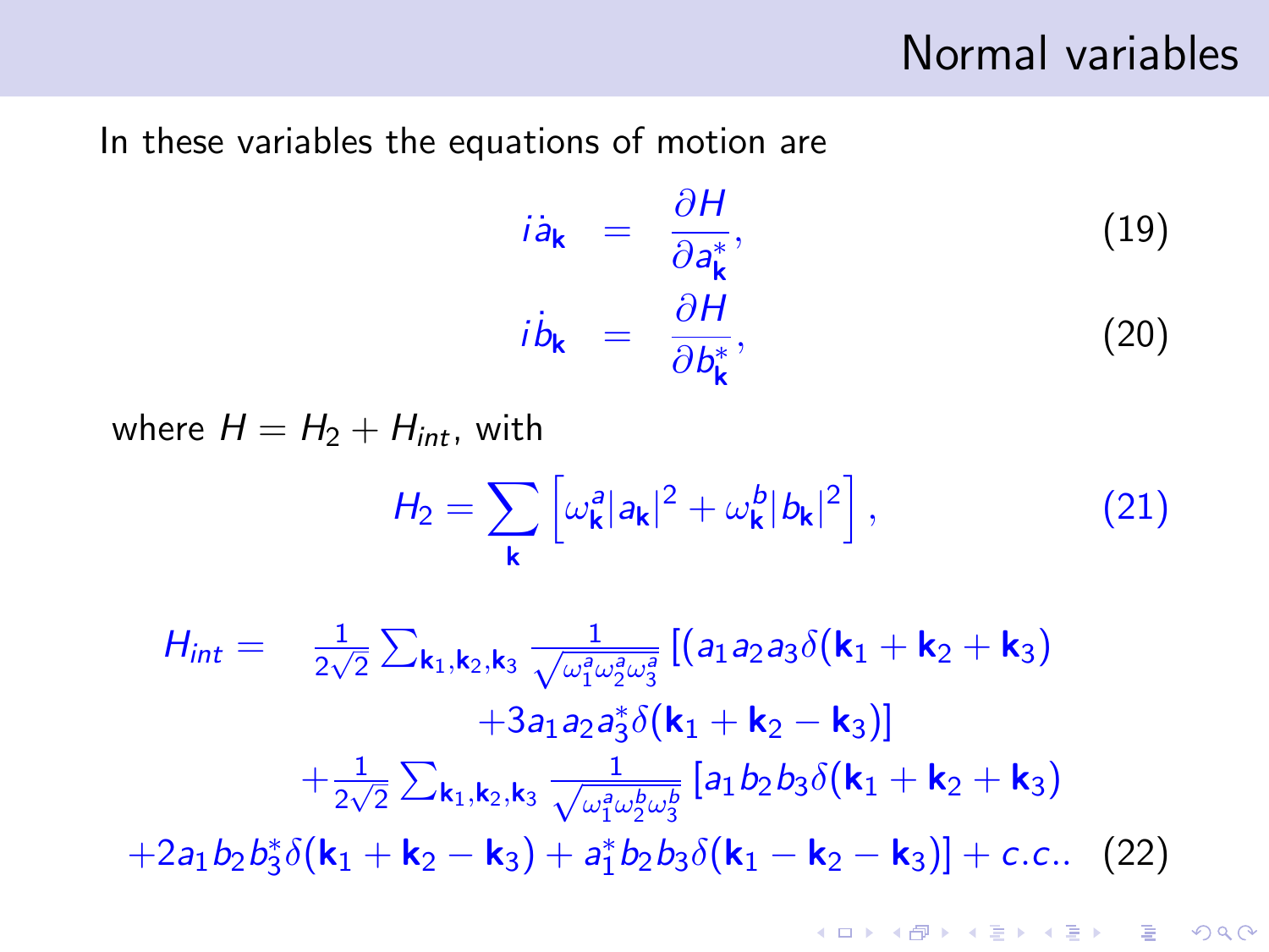## Normal variables

In these variables the equations of motion are

$$i\dot{a}_{\mathbf{k}} = \frac{\partial H}{\partial a^*_{\mathbf{k}}}, \tag{19}$$

$$i\dot{b}_{\mathbf{k}} = \frac{\partial H}{\partial b^*_{\mathbf{k}}}, \tag{20}$$

where $H = H_2 + H_{int}$, with

$$H_2 = \sum_{\mathbf{k}} \left[\omega^a_{\mathbf{k}}|a_{\mathbf{k}}|^2 + \omega^b_{\mathbf{k}}|b_{\mathbf{k}}|^2\right], \tag{21}$$

$$\begin{aligned}
H_{int} = \quad & \frac{1}{2\sqrt{2}} \sum\nolimits_{\mathbf{k}_1,\mathbf{k}_2,\mathbf{k}_3} \frac{1}{\sqrt{\omega^a_1\omega^a_2\omega^a_3}} \left[(a_1 a_2 a_3 \delta(\mathbf{k}_1 + \mathbf{k}_2 + \mathbf{k}_3)\right. \\
& \left. + 3 a_1 a_2 a^*_3 \delta(\mathbf{k}_1 + \mathbf{k}_2 - \mathbf{k}_3)\right] \\
& + \frac{1}{2\sqrt{2}} \sum\nolimits_{\mathbf{k}_1,\mathbf{k}_2,\mathbf{k}_3} \frac{1}{\sqrt{\omega^a_1\omega^b_2\omega^b_3}} \left[a_1 b_2 b_3 \delta(\mathbf{k}_1 + \mathbf{k}_2 + \mathbf{k}_3)\right. \\
& \left. + 2 a_1 b_2 b^*_3 \delta(\mathbf{k}_1 + \mathbf{k}_2 - \mathbf{k}_3) + a^*_1 b_2 b_3 \delta(\mathbf{k}_1 - \mathbf{k}_2 - \mathbf{k}_3)\right] + c.c..
\end{aligned} \tag{22}$$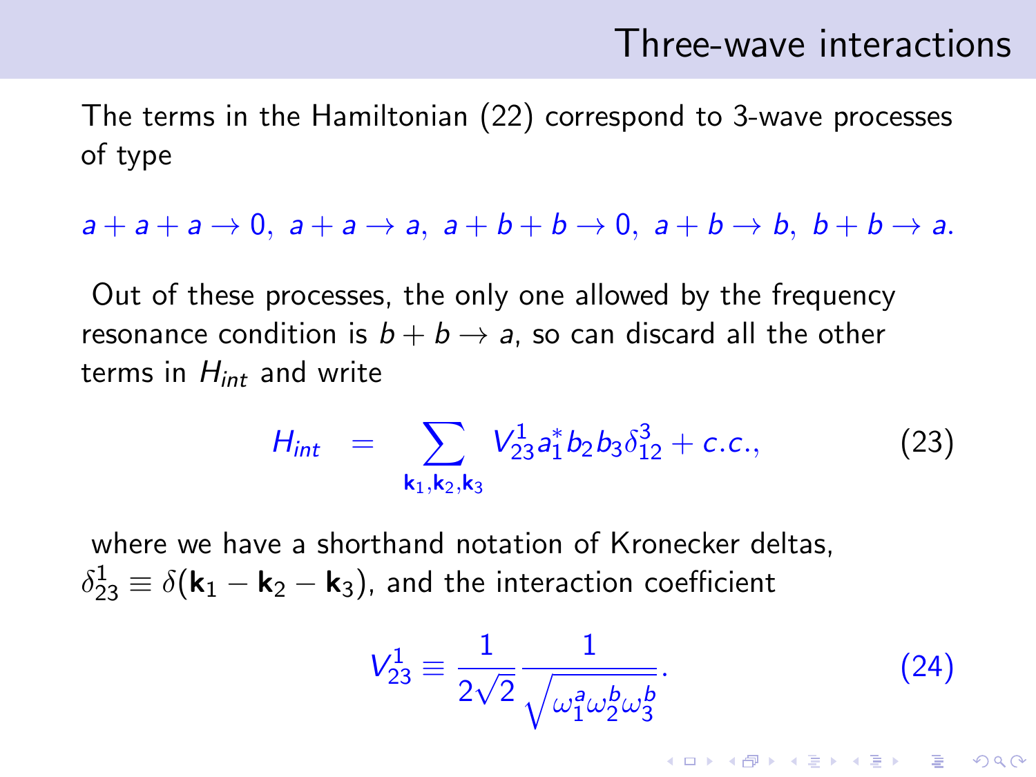# Three-wave interactions

The terms in the Hamiltonian (22) correspond to 3-wave processes of type

$$a + a + a \to 0,\ a + a \to a,\ a + b + b \to 0,\ a + b \to b,\ b + b \to a.$$

Out of these processes, the only one allowed by the frequency resonance condition is $b + b \to a$, so can discard all the other terms in $H_{int}$ and write

$$H_{int} = \sum_{\mathbf{k}_1, \mathbf{k}_2, \mathbf{k}_3} V^1_{23} a^*_1 b_2 b_3 \delta^3_{12} + c.c., \tag{23}$$

where we have a shorthand notation of Kronecker deltas, $\delta^1_{23} \equiv \delta(\mathbf{k}_1 - \mathbf{k}_2 - \mathbf{k}_3)$, and the interaction coefficient

$$V^1_{23} \equiv \frac{1}{2\sqrt{2}} \frac{1}{\sqrt{\omega^a_1 \omega^b_2 \omega^b_3}}. \tag{24}$$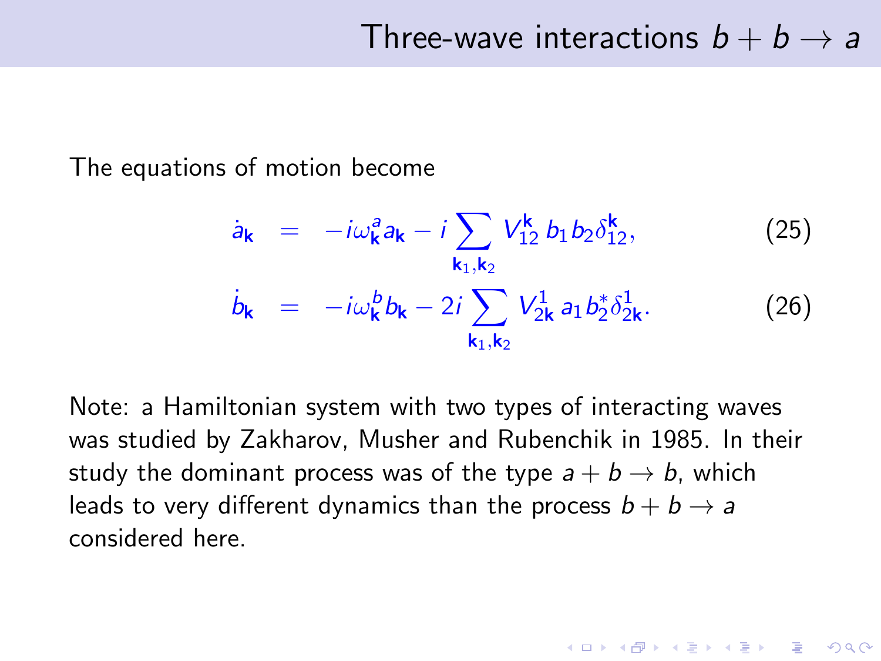# Three-wave interactions $b + b \to a$

The equations of motion become

$$\dot{a}_{\mathbf{k}} = -i\omega^a_{\mathbf{k}} a_{\mathbf{k}} - i \sum_{\mathbf{k}_1,\mathbf{k}_2} V^{\mathbf{k}}_{12}\, b_1 b_2 \delta^{\mathbf{k}}_{12}, \tag{25}$$

$$\dot{b}_{\mathbf{k}} = -i\omega^b_{\mathbf{k}} b_{\mathbf{k}} - 2i \sum_{\mathbf{k}_1,\mathbf{k}_2} V^{1}_{2\mathbf{k}}\, a_1 b^*_2 \delta^{1}_{2\mathbf{k}}. \tag{26}$$

Note: a Hamiltonian system with two types of interacting waves was studied by Zakharov, Musher and Rubenchik in 1985. In their study the dominant process was of the type $a + b \to b$, which leads to very different dynamics than the process $b + b \to a$ considered here.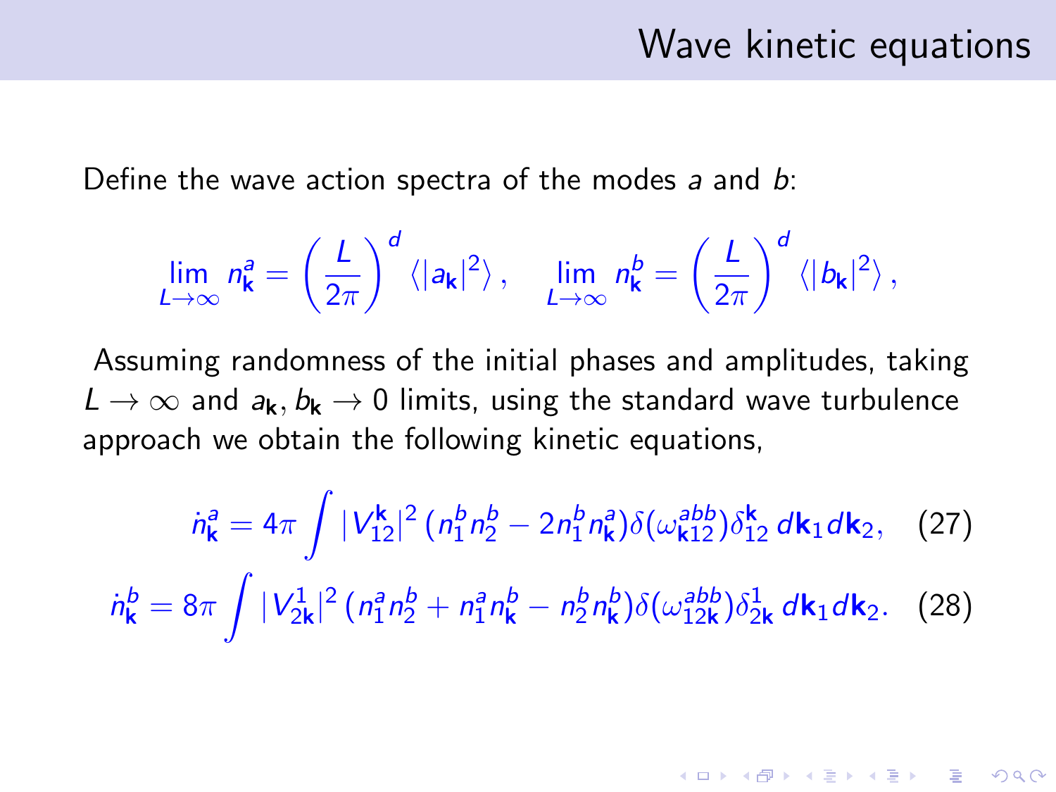# Wave kinetic equations

Define the wave action spectra of the modes $a$ and $b$:

$$\lim_{L\to\infty} n^a_{\mathbf{k}} = \left(\frac{L}{2\pi}\right)^d \langle |a_{\mathbf{k}}|^2 \rangle \,, \quad \lim_{L\to\infty} n^b_{\mathbf{k}} = \left(\frac{L}{2\pi}\right)^d \langle |b_{\mathbf{k}}|^2 \rangle \,,$$

Assuming randomness of the initial phases and amplitudes, taking $L \to \infty$ and $a_{\mathbf{k}}, b_{\mathbf{k}} \to 0$ limits, using the standard wave turbulence approach we obtain the following kinetic equations,

$$\dot{n}^a_{\mathbf{k}} = 4\pi \int |V^{\mathbf{k}}_{12}|^2 \, (n^b_1 n^b_2 - 2 n^b_1 n^a_{\mathbf{k}}) \delta(\omega^{abb}_{\mathbf{k}12}) \delta^{\mathbf{k}}_{12} \, d\mathbf{k}_1 d\mathbf{k}_2, \quad (27)$$

$$\dot{n}^b_{\mathbf{k}} = 8\pi \int |V^1_{2\mathbf{k}}|^2 \, (n^a_1 n^b_2 + n^a_1 n^b_{\mathbf{k}} - n^b_2 n^b_{\mathbf{k}}) \delta(\omega^{abb}_{12\mathbf{k}}) \delta^1_{2\mathbf{k}} \, d\mathbf{k}_1 d\mathbf{k}_2. \quad (28)$$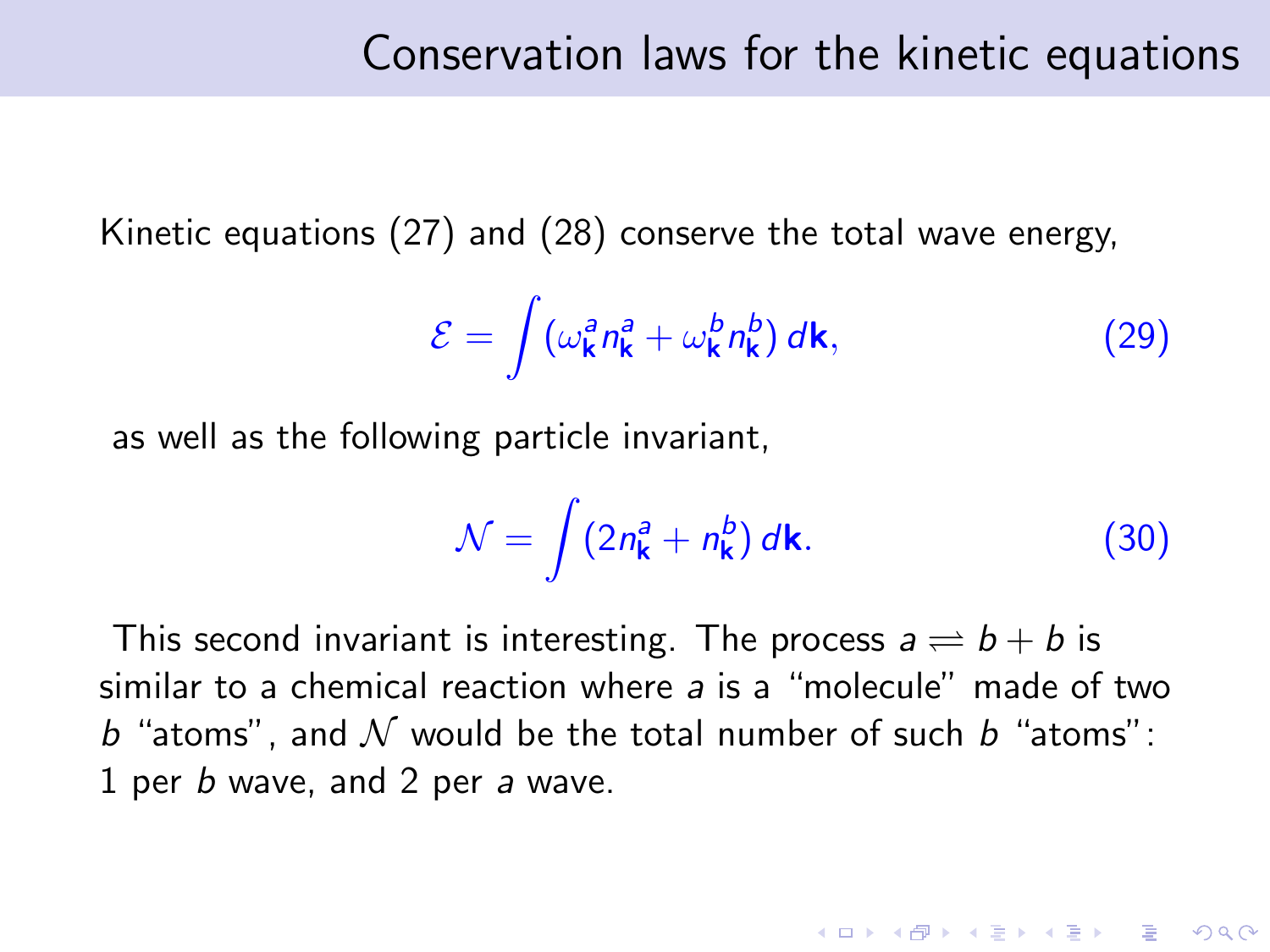# Conservation laws for the kinetic equations

Kinetic equations (27) and (28) conserve the total wave energy,

$$\mathcal{E} = \int (\omega^a_{\mathbf{k}} n^a_{\mathbf{k}} + \omega^b_{\mathbf{k}} n^b_{\mathbf{k}})\, d\mathbf{k}, \tag{29}$$

as well as the following particle invariant,

$$\mathcal{N} = \int (2 n^a_{\mathbf{k}} + n^b_{\mathbf{k}})\, d\mathbf{k}. \tag{30}$$

This second invariant is interesting. The process $a \rightleftharpoons b + b$ is similar to a chemical reaction where $a$ is a "molecule" made of two $b$ "atoms", and $\mathcal{N}$ would be the total number of such $b$ "atoms": 1 per $b$ wave, and 2 per $a$ wave.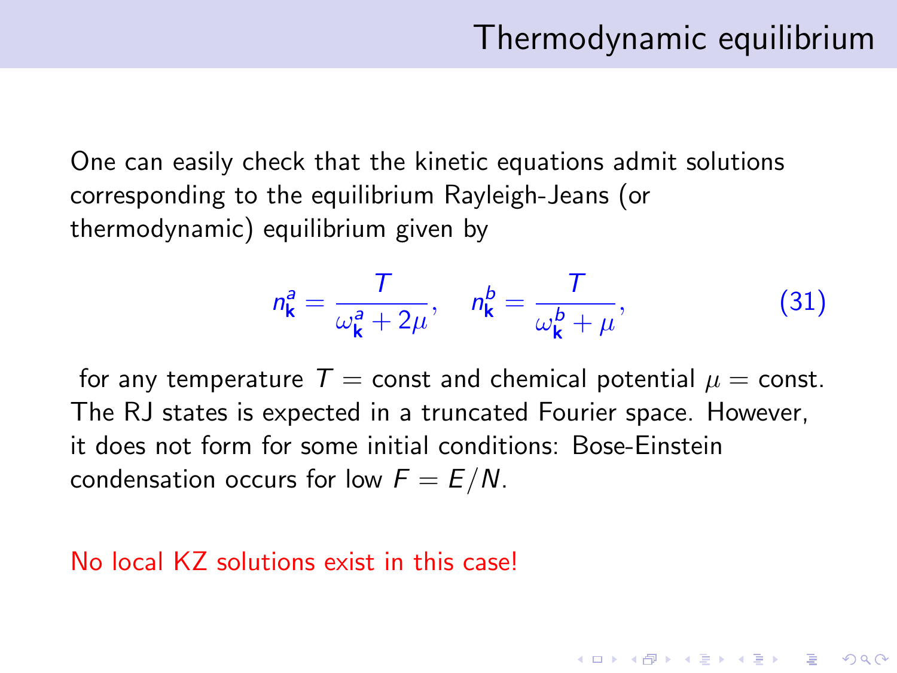# Thermodynamic equilibrium

One can easily check that the kinetic equations admit solutions corresponding to the equilibrium Rayleigh-Jeans (or thermodynamic) equilibrium given by

$$n^a_{\mathbf{k}} = \frac{T}{\omega^a_{\mathbf{k}} + 2\mu}, \quad n^b_{\mathbf{k}} = \frac{T}{\omega^b_{\mathbf{k}} + \mu}, \tag{31}$$

for any temperature $T = \text{const}$ and chemical potential $\mu = \text{const}$. The RJ states is expected in a truncated Fourier space. However, it does not form for some initial conditions: Bose-Einstein condensation occurs for low $F = E/N$.

No local KZ solutions exist in this case!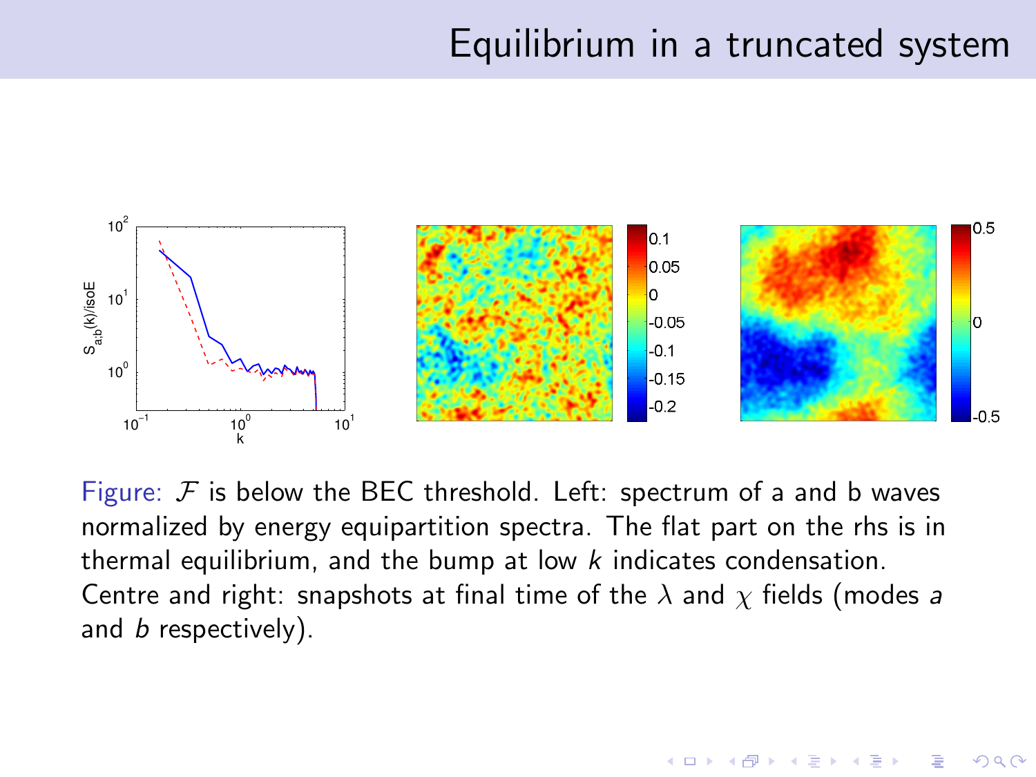# Equilibrium in a truncated system

Figure: $\mathcal{F}$ is below the BEC threshold. Left: spectrum of a and b waves normalized by energy equipartition spectra. The flat part on the rhs is in thermal equilibrium, and the bump at low $k$ indicates condensation. Centre and right: snapshots at final time of the $\lambda$ and $\chi$ fields (modes $a$ and $b$ respectively).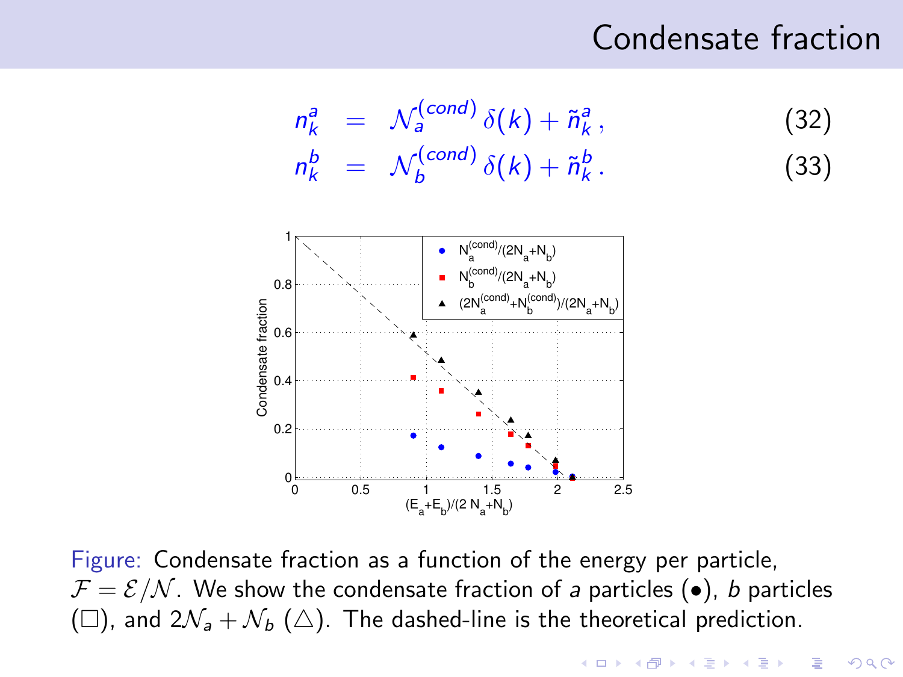# Condensate fraction

$$n_k^a = \mathcal{N}_a^{(cond)} \, \delta(k) + \tilde{n}_k^a \,, \quad (32)$$

$$n_k^b = \mathcal{N}_b^{(cond)} \, \delta(k) + \tilde{n}_k^b \,. \quad (33)$$

Figure: Condensate fraction as a function of the energy per particle, $\mathcal{F} = \mathcal{E}/\mathcal{N}$. We show the condensate fraction of $a$ particles ($\bullet$), $b$ particles ($\square$), and $2\mathcal{N}_a + \mathcal{N}_b$ ($\triangle$). The dashed-line is the theoretical prediction.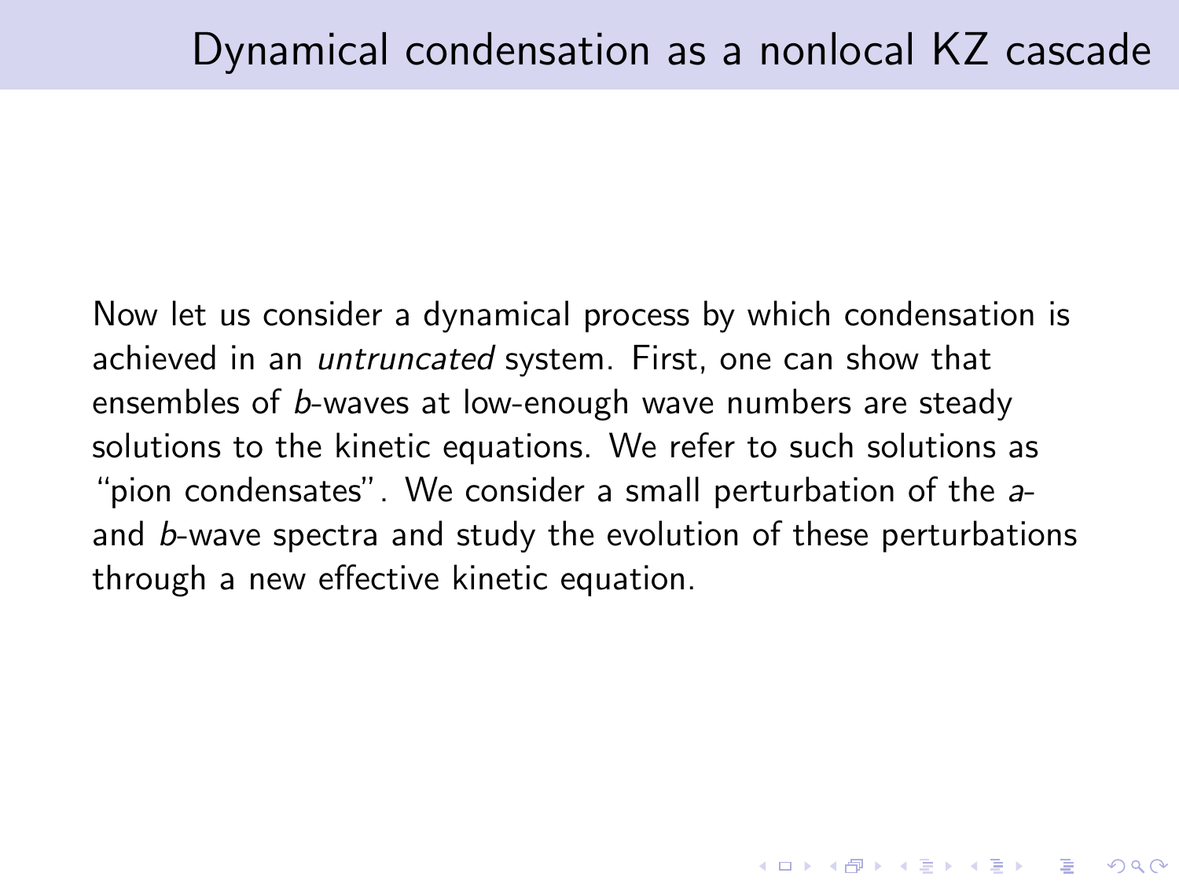# Dynamical condensation as a nonlocal KZ cascade

Now let us consider a dynamical process by which condensation is achieved in an *untruncated* system. First, one can show that ensembles of $b$-waves at low-enough wave numbers are steady solutions to the kinetic equations. We refer to such solutions as "pion condensates". We consider a small perturbation of the $a$- and $b$-wave spectra and study the evolution of these perturbations through a new effective kinetic equation.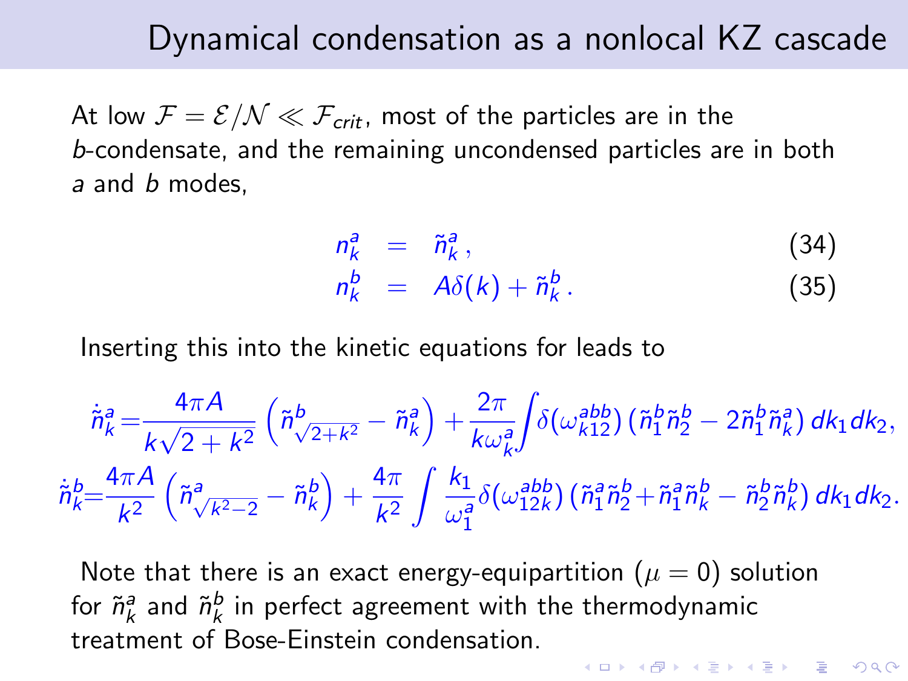# Dynamical condensation as a nonlocal KZ cascade

At low $\mathcal{F} = \mathcal{E}/\mathcal{N} \ll \mathcal{F}_{crit}$, most of the particles are in the $b$-condensate, and the remaining uncondensed particles are in both $a$ and $b$ modes,

$$n_k^a = \tilde{n}_k^a \,, \tag{34}$$

$$n_k^b = A\delta(k) + \tilde{n}_k^b \,. \tag{35}$$

Inserting this into the kinetic equations for leads to

$$\dot{\tilde{n}}_k^a = \frac{4\pi A}{k\sqrt{2+k^2}} \left( \tilde{n}^b_{\sqrt{2+k^2}} - \tilde{n}_k^a \right) + \frac{2\pi}{k\omega_k^a} \int \delta(\omega_{k12}^{abb}) \left( \tilde{n}_1^b \tilde{n}_2^b - 2\tilde{n}_1^b \tilde{n}_k^a \right) dk_1 dk_2 ,$$

$$\dot{\tilde{n}}_k^b = \frac{4\pi A}{k^2} \left( \tilde{n}^a_{\sqrt{k^2-2}} - \tilde{n}_k^b \right) + \frac{4\pi}{k^2} \int \frac{k_1}{\omega_1^a} \delta(\omega_{12k}^{abb}) \left( \tilde{n}_1^a \tilde{n}_2^b + \tilde{n}_1^a \tilde{n}_k^b - \tilde{n}_2^b \tilde{n}_k^b \right) dk_1 dk_2 .$$

Note that there is an exact energy-equipartition ($\mu = 0$) solution for $\tilde{n}_k^a$ and $\tilde{n}_k^b$ in perfect agreement with the thermodynamic treatment of Bose-Einstein condensation.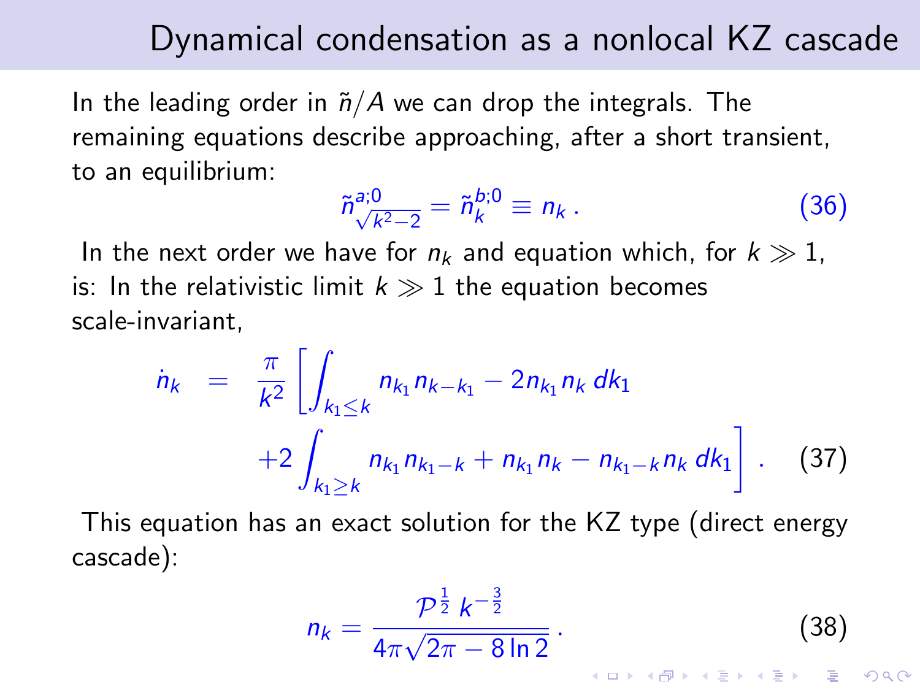# Dynamical condensation as a nonlocal KZ cascade

In the leading order in $\tilde{n}/A$ we can drop the integrals. The remaining equations describe approaching, after a short transient, to an equilibrium:

$$\tilde{n}^{a;0}_{\sqrt{k^2-2}} = \tilde{n}^{b;0}_{k} \equiv n_k \, . \qquad (36)$$

In the next order we have for $n_k$ and equation which, for $k \gg 1$, is: In the relativistic limit $k \gg 1$ the equation becomes scale-invariant,

$$\begin{aligned} \dot{n}_k \;&=\; \frac{\pi}{k^2}\left[\int_{k_1 \le k} n_{k_1} n_{k-k_1} - 2 n_{k_1} n_k \, dk_1 \right. \\ &\qquad \left. + 2\int_{k_1 \ge k} n_{k_1} n_{k_1-k} + n_{k_1} n_k - n_{k_1-k} n_k \, dk_1 \right] . \end{aligned} \qquad (37)$$

This equation has an exact solution for the KZ type (direct energy cascade):

$$n_k = \frac{\mathcal{P}^{\frac{1}{2}} \, k^{-\frac{3}{2}}}{4\pi\sqrt{2\pi - 8\ln 2}} \, . \qquad (38)$$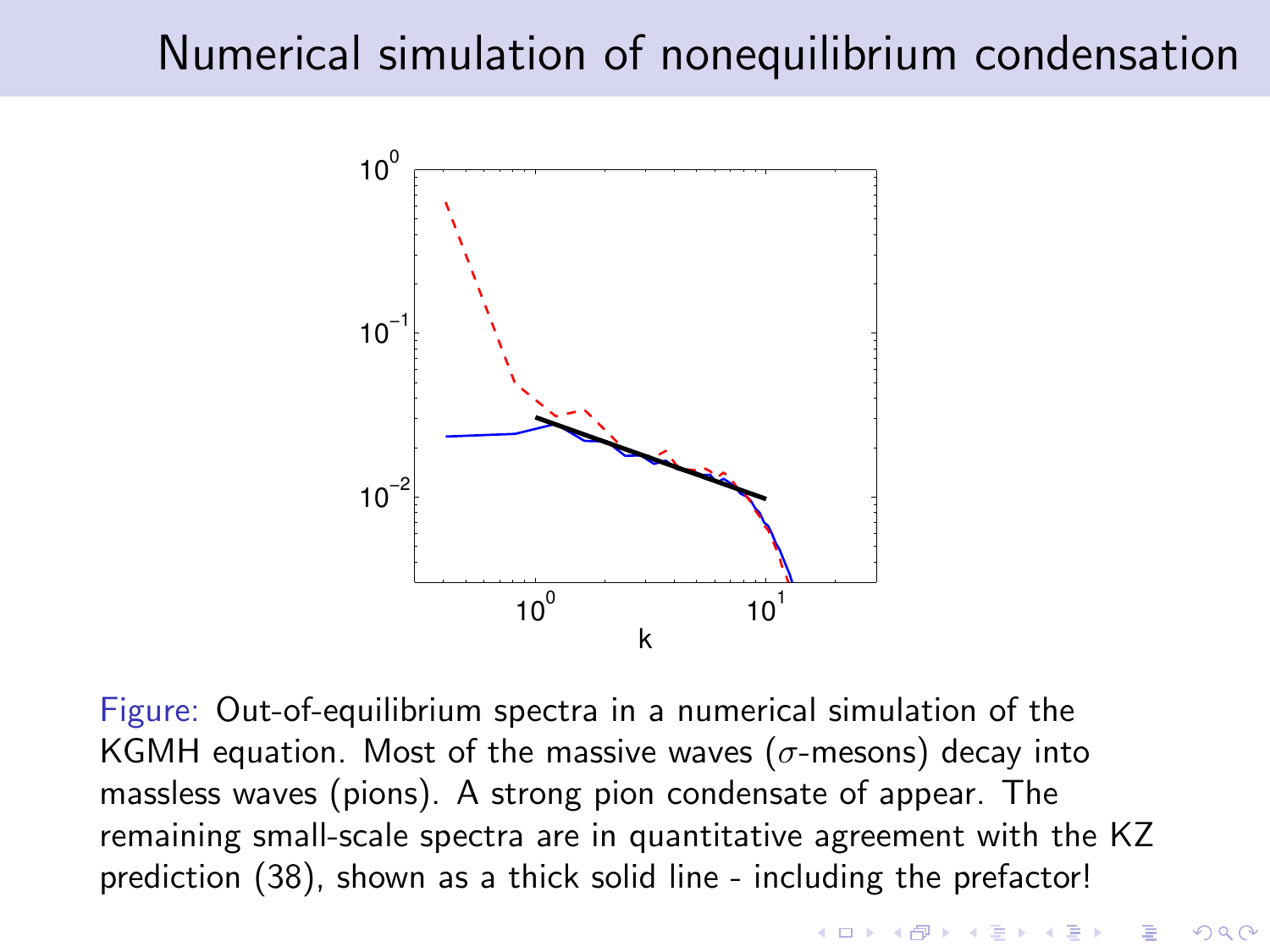# Numerical simulation of nonequilibrium condensation

Figure: Out-of-equilibrium spectra in a numerical simulation of the KGMH equation. Most of the massive waves ($\sigma$-mesons) decay into massless waves (pions). A strong pion condensate of appear. The remaining small-scale spectra are in quantitative agreement with the KZ prediction (38), shown as a thick solid line - including the prefactor!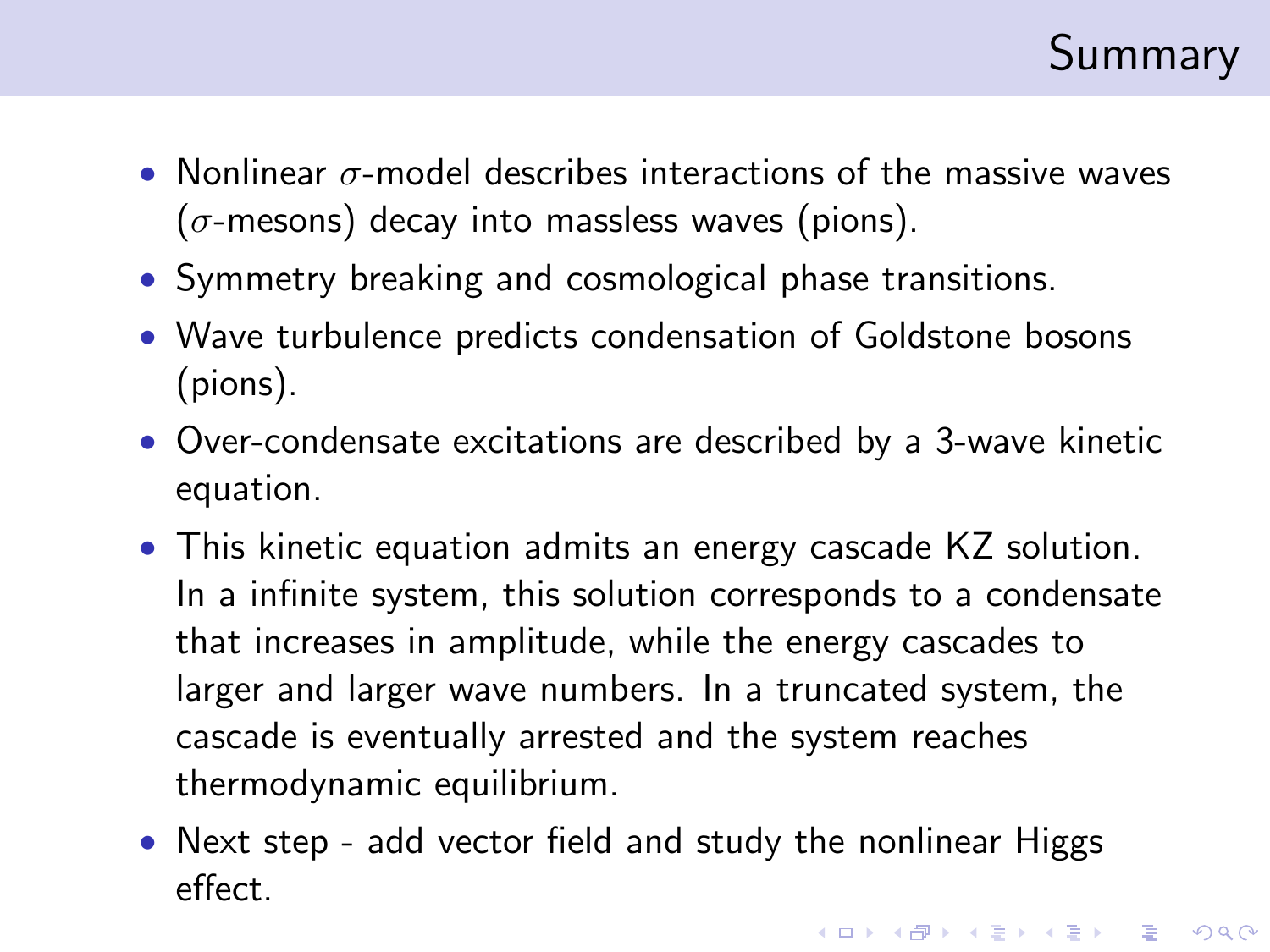# Summary

- Nonlinear $\sigma$-model describes interactions of the massive waves ($\sigma$-mesons) decay into massless waves (pions).
- Symmetry breaking and cosmological phase transitions.
- Wave turbulence predicts condensation of Goldstone bosons (pions).
- Over-condensate excitations are described by a 3-wave kinetic equation.
- This kinetic equation admits an energy cascade KZ solution. In a infinite system, this solution corresponds to a condensate that increases in amplitude, while the energy cascades to larger and larger wave numbers. In a truncated system, the cascade is eventually arrested and the system reaches thermodynamic equilibrium.
- Next step - add vector field and study the nonlinear Higgs effect.